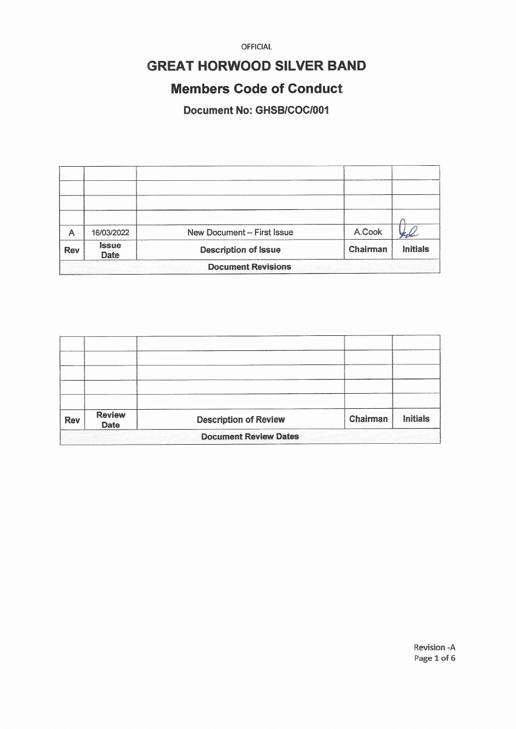OFFICIAL

# GREAT HORWOOD SILVER BAND

## Members Code of Conduct

### Document No: GHSB/COC/001

| Document Revisions | | | | |
|---|---|---|---|---|
| | | | | |
| | | | | |
| | | | | |
| | | | | |
| A | 16/03/2022 | New Document – First Issue | A.Cook | [signature] |
| **Rev** | **Issue Date** | **Description of Issue** | **Chairman** | **Initials** |

| Document Review Dates | | | | |
|---|---|---|---|---|
| | | | | |
| | | | | |
| | | | | |
| | | | | |
| | | | | |
| **Rev** | **Review Date** | **Description of Review** | **Chairman** | **Initials** |

Revision -A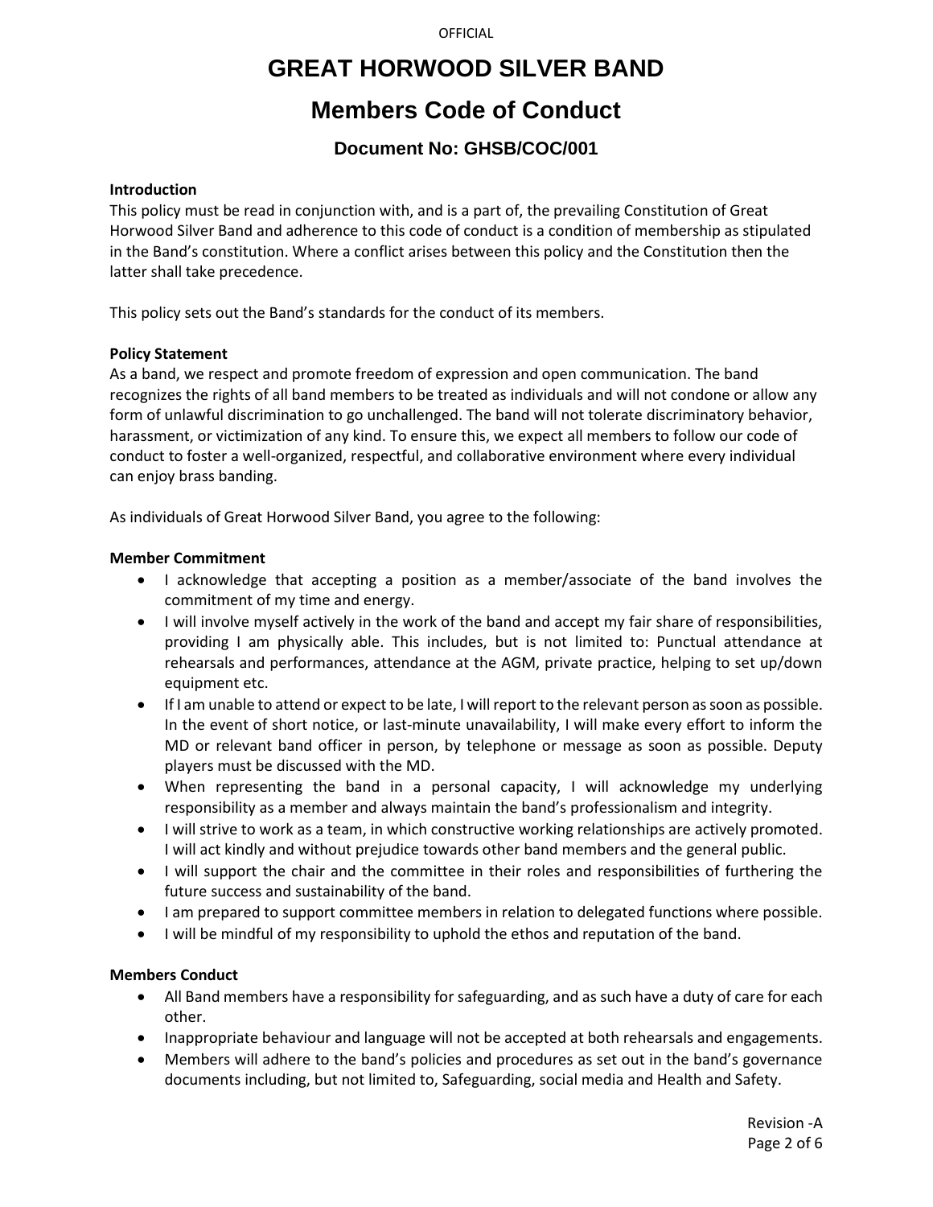# GREAT HORWOOD SILVER BAND

## Members Code of Conduct

### Document No: GHSB/COC/001

**Introduction**

This policy must be read in conjunction with, and is a part of, the prevailing Constitution of Great Horwood Silver Band and adherence to this code of conduct is a condition of membership as stipulated in the Band's constitution. Where a conflict arises between this policy and the Constitution then the latter shall take precedence.

This policy sets out the Band's standards for the conduct of its members.

**Policy Statement**

As a band, we respect and promote freedom of expression and open communication. The band recognizes the rights of all band members to be treated as individuals and will not condone or allow any form of unlawful discrimination to go unchallenged. The band will not tolerate discriminatory behavior, harassment, or victimization of any kind. To ensure this, we expect all members to follow our code of conduct to foster a well-organized, respectful, and collaborative environment where every individual can enjoy brass banding.

As individuals of Great Horwood Silver Band, you agree to the following:

**Member Commitment**

- I acknowledge that accepting a position as a member/associate of the band involves the commitment of my time and energy.
- I will involve myself actively in the work of the band and accept my fair share of responsibilities, providing I am physically able. This includes, but is not limited to: Punctual attendance at rehearsals and performances, attendance at the AGM, private practice, helping to set up/down equipment etc.
- If I am unable to attend or expect to be late, I will report to the relevant person as soon as possible. In the event of short notice, or last-minute unavailability, I will make every effort to inform the MD or relevant band officer in person, by telephone or message as soon as possible. Deputy players must be discussed with the MD.
- When representing the band in a personal capacity, I will acknowledge my underlying responsibility as a member and always maintain the band's professionalism and integrity.
- I will strive to work as a team, in which constructive working relationships are actively promoted. I will act kindly and without prejudice towards other band members and the general public.
- I will support the chair and the committee in their roles and responsibilities of furthering the future success and sustainability of the band.
- I am prepared to support committee members in relation to delegated functions where possible.
- I will be mindful of my responsibility to uphold the ethos and reputation of the band.

**Members Conduct**

- All Band members have a responsibility for safeguarding, and as such have a duty of care for each other.
- Inappropriate behaviour and language will not be accepted at both rehearsals and engagements.
- Members will adhere to the band's policies and procedures as set out in the band's governance documents including, but not limited to, Safeguarding, social media and Health and Safety.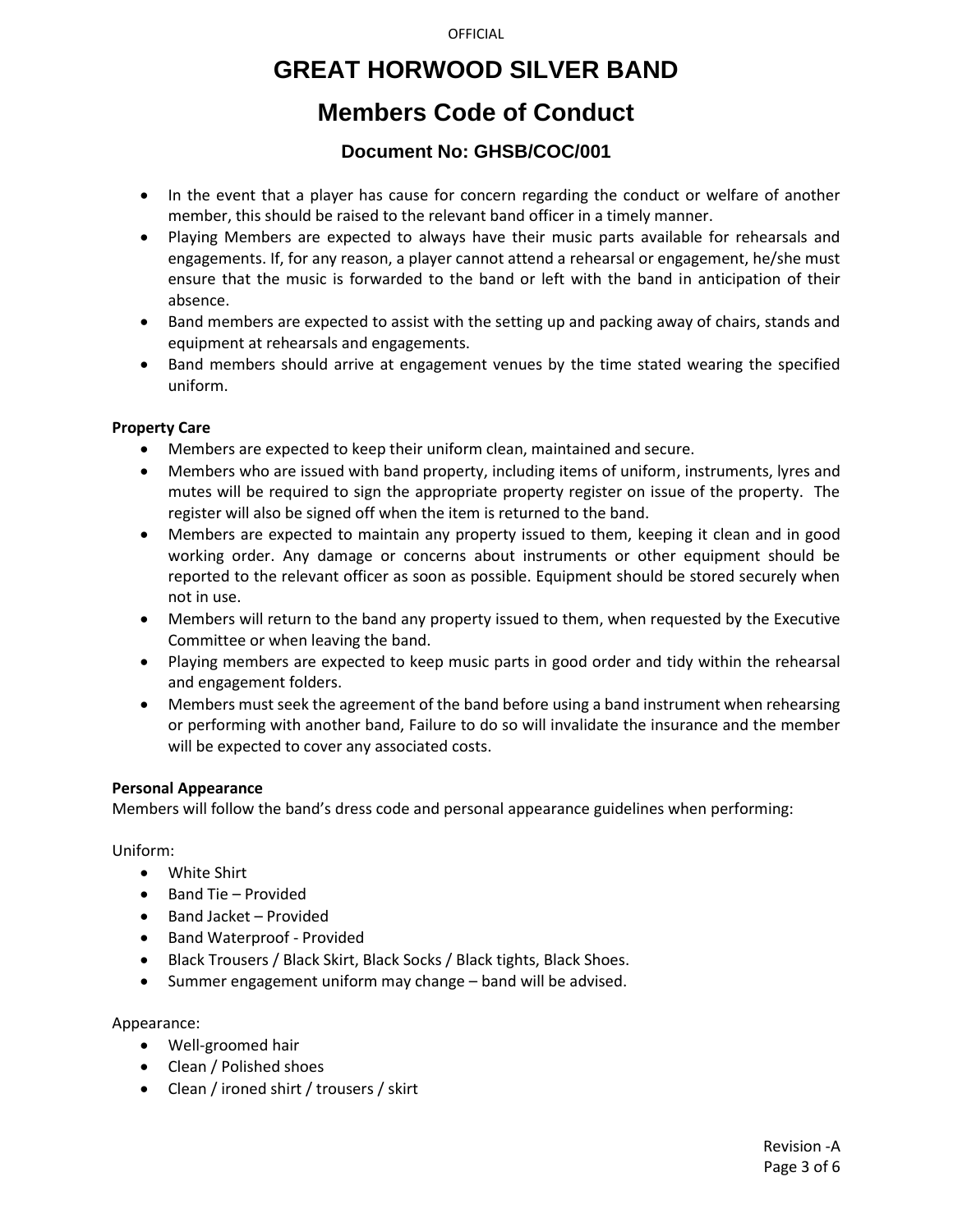# GREAT HORWOOD SILVER BAND

## Members Code of Conduct

### Document No: GHSB/COC/001

- In the event that a player has cause for concern regarding the conduct or welfare of another member, this should be raised to the relevant band officer in a timely manner.
- Playing Members are expected to always have their music parts available for rehearsals and engagements. If, for any reason, a player cannot attend a rehearsal or engagement, he/she must ensure that the music is forwarded to the band or left with the band in anticipation of their absence.
- Band members are expected to assist with the setting up and packing away of chairs, stands and equipment at rehearsals and engagements.
- Band members should arrive at engagement venues by the time stated wearing the specified uniform.

**Property Care**

- Members are expected to keep their uniform clean, maintained and secure.
- Members who are issued with band property, including items of uniform, instruments, lyres and mutes will be required to sign the appropriate property register on issue of the property. The register will also be signed off when the item is returned to the band.
- Members are expected to maintain any property issued to them, keeping it clean and in good working order. Any damage or concerns about instruments or other equipment should be reported to the relevant officer as soon as possible. Equipment should be stored securely when not in use.
- Members will return to the band any property issued to them, when requested by the Executive Committee or when leaving the band.
- Playing members are expected to keep music parts in good order and tidy within the rehearsal and engagement folders.
- Members must seek the agreement of the band before using a band instrument when rehearsing or performing with another band, Failure to do so will invalidate the insurance and the member will be expected to cover any associated costs.

**Personal Appearance**

Members will follow the band's dress code and personal appearance guidelines when performing:

Uniform:

- White Shirt
- Band Tie – Provided
- Band Jacket – Provided
- Band Waterproof - Provided
- Black Trousers / Black Skirt, Black Socks / Black tights, Black Shoes.
- Summer engagement uniform may change – band will be advised.

Appearance:

- Well-groomed hair
- Clean / Polished shoes
- Clean / ironed shirt / trousers / skirt

Revision -A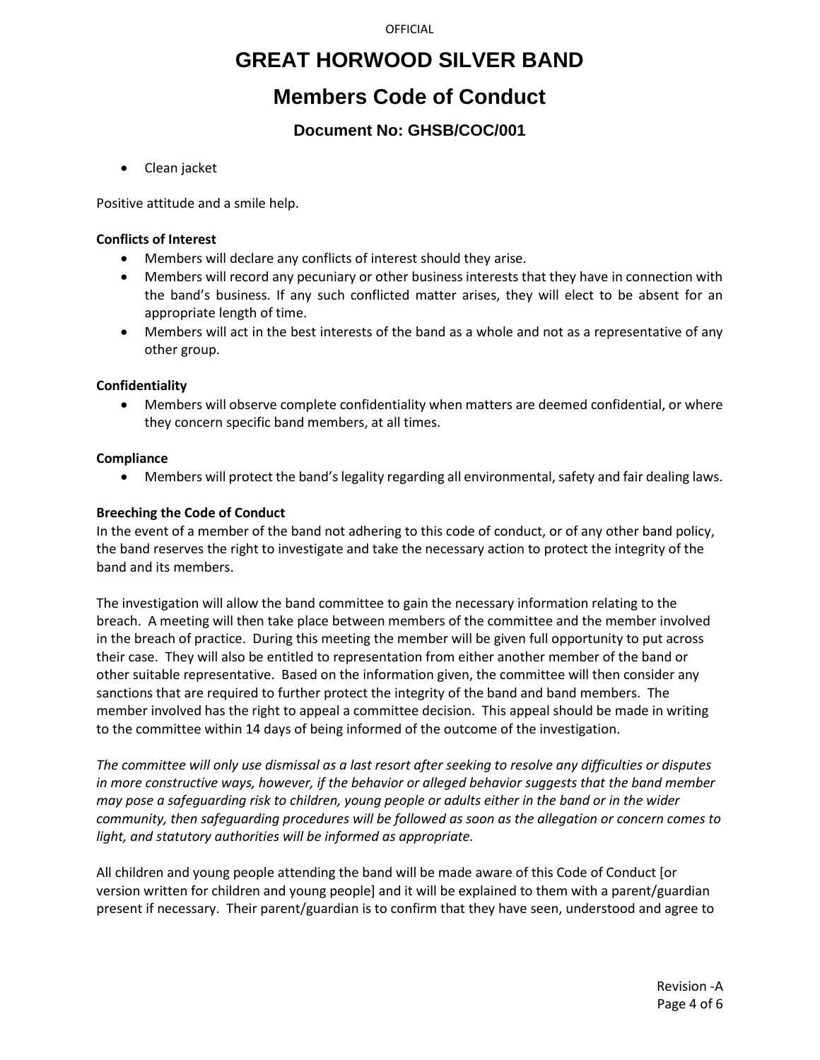- Clean jacket

Positive attitude and a smile help.

**Conflicts of Interest**

- Members will declare any conflicts of interest should they arise.
- Members will record any pecuniary or other business interests that they have in connection with the band's business. If any such conflicted matter arises, they will elect to be absent for an appropriate length of time.
- Members will act in the best interests of the band as a whole and not as a representative of any other group.

**Confidentiality**

- Members will observe complete confidentiality when matters are deemed confidential, or where they concern specific band members, at all times.

**Compliance**

- Members will protect the band's legality regarding all environmental, safety and fair dealing laws.

**Breeching the Code of Conduct**

In the event of a member of the band not adhering to this code of conduct, or of any other band policy, the band reserves the right to investigate and take the necessary action to protect the integrity of the band and its members.

The investigation will allow the band committee to gain the necessary information relating to the breach. A meeting will then take place between members of the committee and the member involved in the breach of practice. During this meeting the member will be given full opportunity to put across their case. They will also be entitled to representation from either another member of the band or other suitable representative. Based on the information given, the committee will then consider any sanctions that are required to further protect the integrity of the band and band members. The member involved has the right to appeal a committee decision. This appeal should be made in writing to the committee within 14 days of being informed of the outcome of the investigation.

*The committee will only use dismissal as a last resort after seeking to resolve any difficulties or disputes in more constructive ways, however, if the behavior or alleged behavior suggests that the band member may pose a safeguarding risk to children, young people or adults either in the band or in the wider community, then safeguarding procedures will be followed as soon as the allegation or concern comes to light, and statutory authorities will be informed as appropriate.*

All children and young people attending the band will be made aware of this Code of Conduct [or version written for children and young people] and it will be explained to them with a parent/guardian present if necessary. Their parent/guardian is to confirm that they have seen, understood and agree to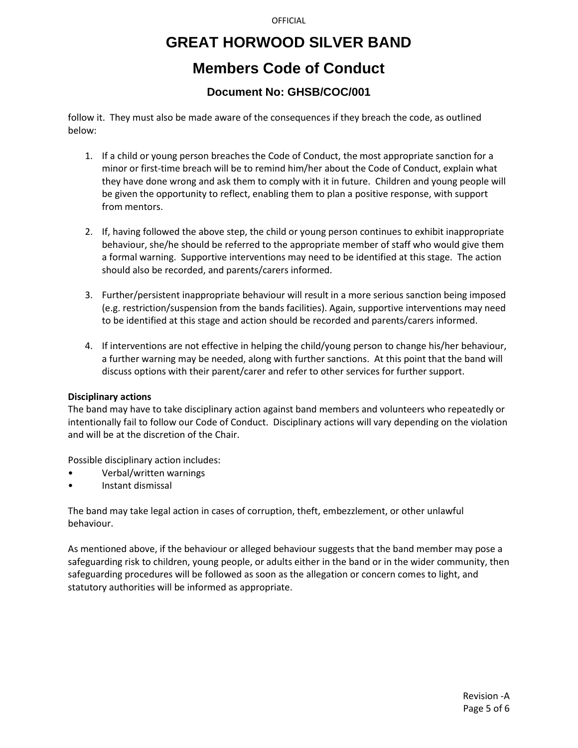follow it. They must also be made aware of the consequences if they breach the code, as outlined below:

1. If a child or young person breaches the Code of Conduct, the most appropriate sanction for a minor or first-time breach will be to remind him/her about the Code of Conduct, explain what they have done wrong and ask them to comply with it in future. Children and young people will be given the opportunity to reflect, enabling them to plan a positive response, with support from mentors.

2. If, having followed the above step, the child or young person continues to exhibit inappropriate behaviour, she/he should be referred to the appropriate member of staff who would give them a formal warning. Supportive interventions may need to be identified at this stage. The action should also be recorded, and parents/carers informed.

3. Further/persistent inappropriate behaviour will result in a more serious sanction being imposed (e.g. restriction/suspension from the bands facilities). Again, supportive interventions may need to be identified at this stage and action should be recorded and parents/carers informed.

4. If interventions are not effective in helping the child/young person to change his/her behaviour, a further warning may be needed, along with further sanctions. At this point that the band will discuss options with their parent/carer and refer to other services for further support.

**Disciplinary actions**

The band may have to take disciplinary action against band members and volunteers who repeatedly or intentionally fail to follow our Code of Conduct. Disciplinary actions will vary depending on the violation and will be at the discretion of the Chair.

Possible disciplinary action includes:

- Verbal/written warnings
- Instant dismissal

The band may take legal action in cases of corruption, theft, embezzlement, or other unlawful behaviour.

As mentioned above, if the behaviour or alleged behaviour suggests that the band member may pose a safeguarding risk to children, young people, or adults either in the band or in the wider community, then safeguarding procedures will be followed as soon as the allegation or concern comes to light, and statutory authorities will be informed as appropriate.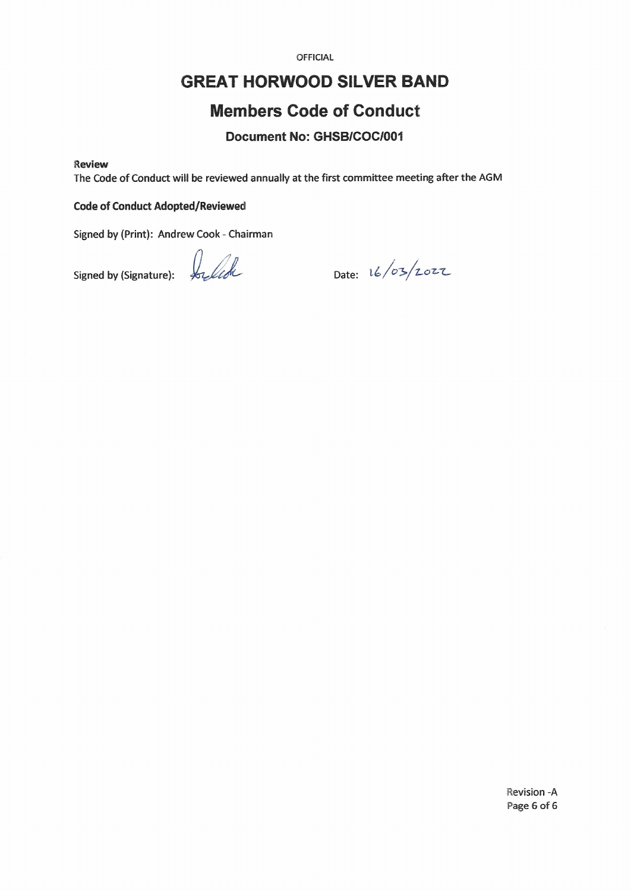# GREAT HORWOOD SILVER BAND

## Members Code of Conduct

### Document No: GHSB/COC/001

**Review**

The Code of Conduct will be reviewed annually at the first committee meeting after the AGM

**Code of Conduct Adopted/Reviewed**

Signed by (Print): Andrew Cook - Chairman

Signed by (Signature): A Cook

Date: 16/03/2022